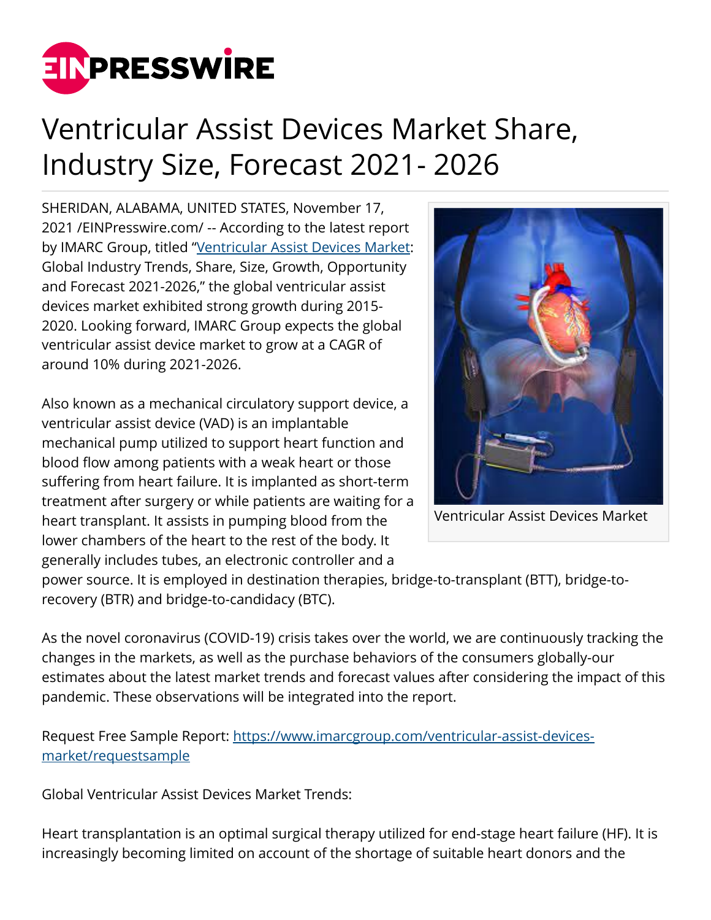# Ventricular Assist Devices Market Share, Industry Size, Forecast 2021- 2026

SHERIDAN, ALABAMA, UNITED STATES, November 17, 2021 /EINPresswire.com/ -- According to the latest report by IMARC Group, titled "[Ventricular Assist Devices Market](https://www.imarcgroup.com/ventricular-assist-devices-market): Global Industry Trends, Share, Size, Growth, Opportunity and Forecast 2021-2026," the global ventricular assist devices market exhibited strong growth during 2015-2020. Looking forward, IMARC Group expects the global ventricular assist device market to grow at a CAGR of around 10% during 2021-2026.

Ventricular Assist Devices Market

Also known as a mechanical circulatory support device, a ventricular assist device (VAD) is an implantable mechanical pump utilized to support heart function and blood flow among patients with a weak heart or those suffering from heart failure. It is implanted as short-term treatment after surgery or while patients are waiting for a heart transplant. It assists in pumping blood from the lower chambers of the heart to the rest of the body. It generally includes tubes, an electronic controller and a power source. It is employed in destination therapies, bridge-to-transplant (BTT), bridge-to-recovery (BTR) and bridge-to-candidacy (BTC).

As the novel coronavirus (COVID-19) crisis takes over the world, we are continuously tracking the changes in the markets, as well as the purchase behaviors of the consumers globally-our estimates about the latest market trends and forecast values after considering the impact of this pandemic. These observations will be integrated into the report.

Request Free Sample Report: [https://www.imarcgroup.com/ventricular-assist-devices-market/requestsample](https://www.imarcgroup.com/ventricular-assist-devices-market/requestsample)

Global Ventricular Assist Devices Market Trends:

Heart transplantation is an optimal surgical therapy utilized for end-stage heart failure (HF). It is increasingly becoming limited on account of the shortage of suitable heart donors and the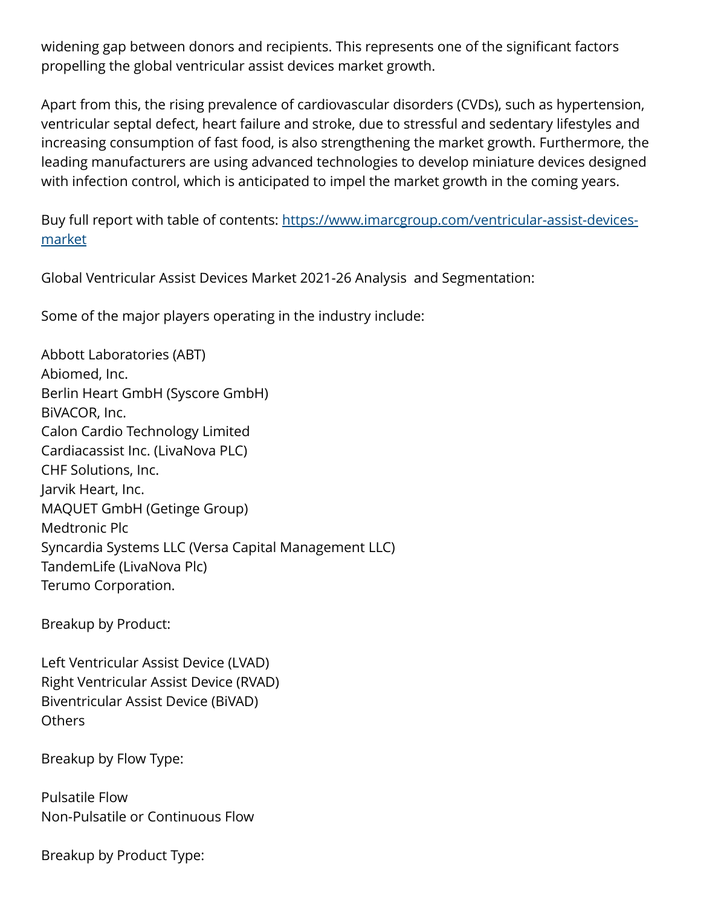widening gap between donors and recipients. This represents one of the significant factors propelling the global ventricular assist devices market growth.

Apart from this, the rising prevalence of cardiovascular disorders (CVDs), such as hypertension, ventricular septal defect, heart failure and stroke, due to stressful and sedentary lifestyles and increasing consumption of fast food, is also strengthening the market growth. Furthermore, the leading manufacturers are using advanced technologies to develop miniature devices designed with infection control, which is anticipated to impel the market growth in the coming years.

Buy full report with table of contents: [https://www.imarcgroup.com/ventricular-assist-devices-market](https://www.imarcgroup.com/ventricular-assist-devices-market)

Global Ventricular Assist Devices Market 2021-26 Analysis and Segmentation:

Some of the major players operating in the industry include:

Abbott Laboratories (ABT)
Abiomed, Inc.
Berlin Heart GmbH (Syscore GmbH)
BiVACOR, Inc.
Calon Cardio Technology Limited
Cardiacassist Inc. (LivaNova PLC)
CHF Solutions, Inc.
Jarvik Heart, Inc.
MAQUET GmbH (Getinge Group)
Medtronic Plc
Syncardia Systems LLC (Versa Capital Management LLC)
TandemLife (LivaNova Plc)
Terumo Corporation.

Breakup by Product:

Left Ventricular Assist Device (LVAD)
Right Ventricular Assist Device (RVAD)
Biventricular Assist Device (BiVAD)
Others

Breakup by Flow Type:

Pulsatile Flow
Non-Pulsatile or Continuous Flow

Breakup by Product Type: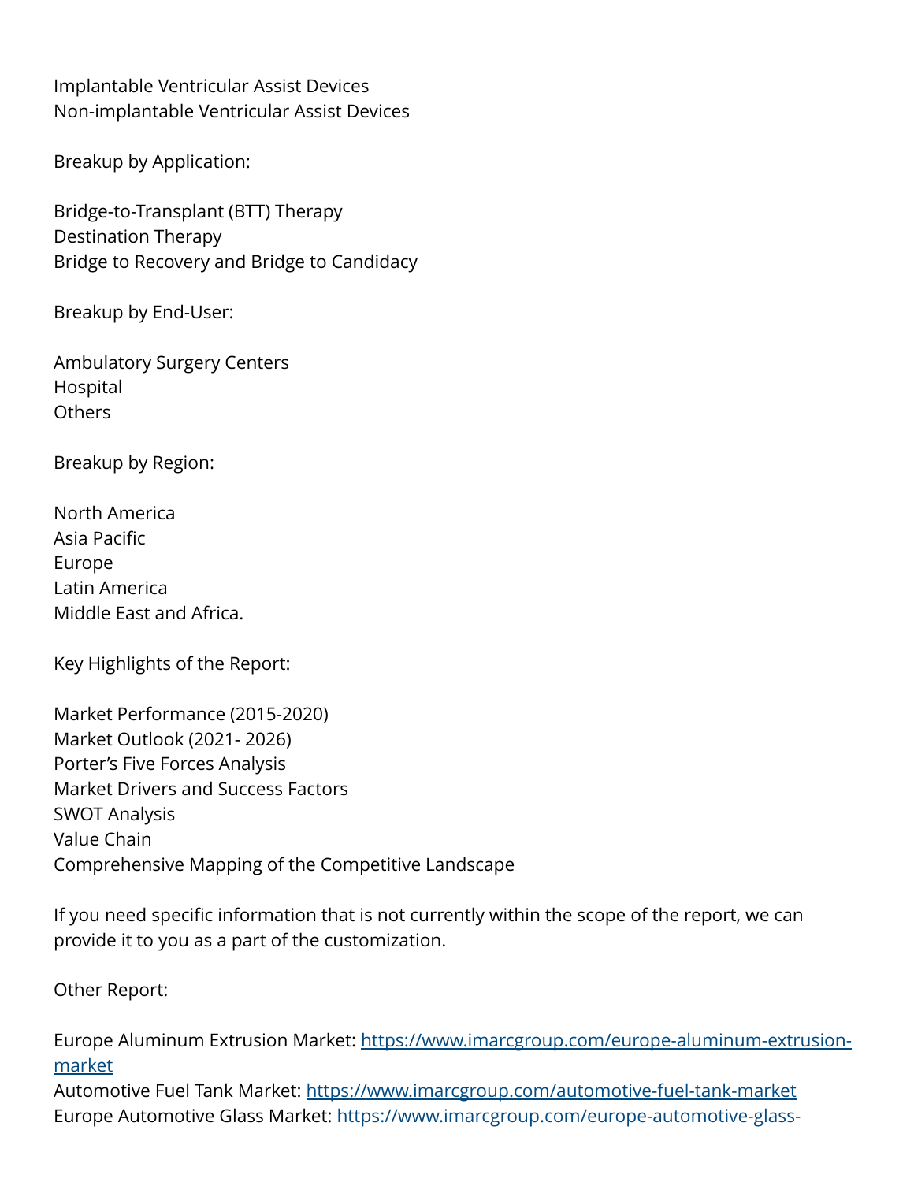Implantable Ventricular Assist Devices
Non-implantable Ventricular Assist Devices

Breakup by Application:

Bridge-to-Transplant (BTT) Therapy
Destination Therapy
Bridge to Recovery and Bridge to Candidacy

Breakup by End-User:

Ambulatory Surgery Centers
Hospital
Others

Breakup by Region:

North America
Asia Pacific
Europe
Latin America
Middle East and Africa.

Key Highlights of the Report:

Market Performance (2015-2020)
Market Outlook (2021- 2026)
Porter's Five Forces Analysis
Market Drivers and Success Factors
SWOT Analysis
Value Chain
Comprehensive Mapping of the Competitive Landscape

If you need specific information that is not currently within the scope of the report, we can provide it to you as a part of the customization.

Other Report:

Europe Aluminum Extrusion Market: [https://www.imarcgroup.com/europe-aluminum-extrusion-market](https://www.imarcgroup.com/europe-aluminum-extrusion-market)
Automotive Fuel Tank Market: [https://www.imarcgroup.com/automotive-fuel-tank-market](https://www.imarcgroup.com/automotive-fuel-tank-market)
Europe Automotive Glass Market: https://www.imarcgroup.com/europe-automotive-glass-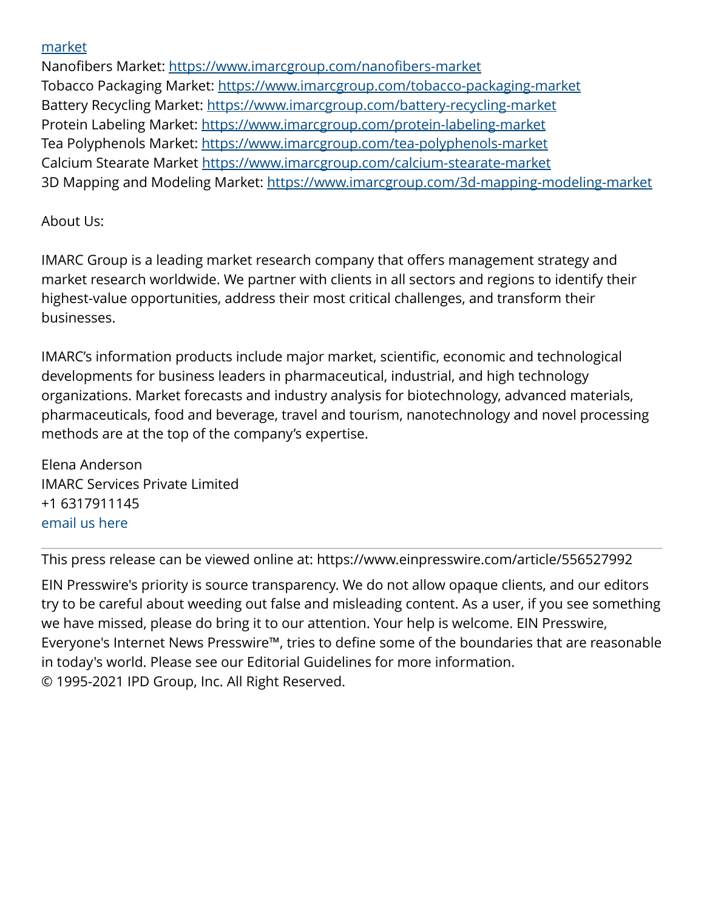market
Nanofibers Market: https://www.imarcgroup.com/nanofibers-market
Tobacco Packaging Market: https://www.imarcgroup.com/tobacco-packaging-market
Battery Recycling Market: https://www.imarcgroup.com/battery-recycling-market
Protein Labeling Market: https://www.imarcgroup.com/protein-labeling-market
Tea Polyphenols Market: https://www.imarcgroup.com/tea-polyphenols-market
Calcium Stearate Market https://www.imarcgroup.com/calcium-stearate-market
3D Mapping and Modeling Market: https://www.imarcgroup.com/3d-mapping-modeling-market

About Us:

IMARC Group is a leading market research company that offers management strategy and market research worldwide. We partner with clients in all sectors and regions to identify their highest-value opportunities, address their most critical challenges, and transform their businesses.

IMARC's information products include major market, scientific, economic and technological developments for business leaders in pharmaceutical, industrial, and high technology organizations. Market forecasts and industry analysis for biotechnology, advanced materials, pharmaceuticals, food and beverage, travel and tourism, nanotechnology and novel processing methods are at the top of the company's expertise.

Elena Anderson
IMARC Services Private Limited
+1 6317911145
email us here

---

This press release can be viewed online at: https://www.einpresswire.com/article/556527992

EIN Presswire's priority is source transparency. We do not allow opaque clients, and our editors try to be careful about weeding out false and misleading content. As a user, if you see something we have missed, please do bring it to our attention. Your help is welcome. EIN Presswire, Everyone's Internet News Presswire™, tries to define some of the boundaries that are reasonable in today's world. Please see our Editorial Guidelines for more information.
© 1995-2021 IPD Group, Inc. All Right Reserved.